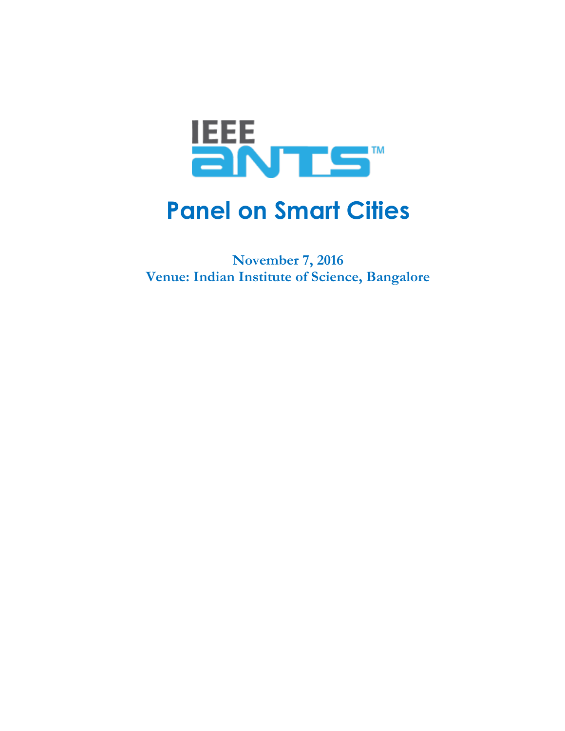IEEE ANTS™

# Panel on Smart Cities

**November 7, 2016**
**Venue: Indian Institute of Science, Bangalore**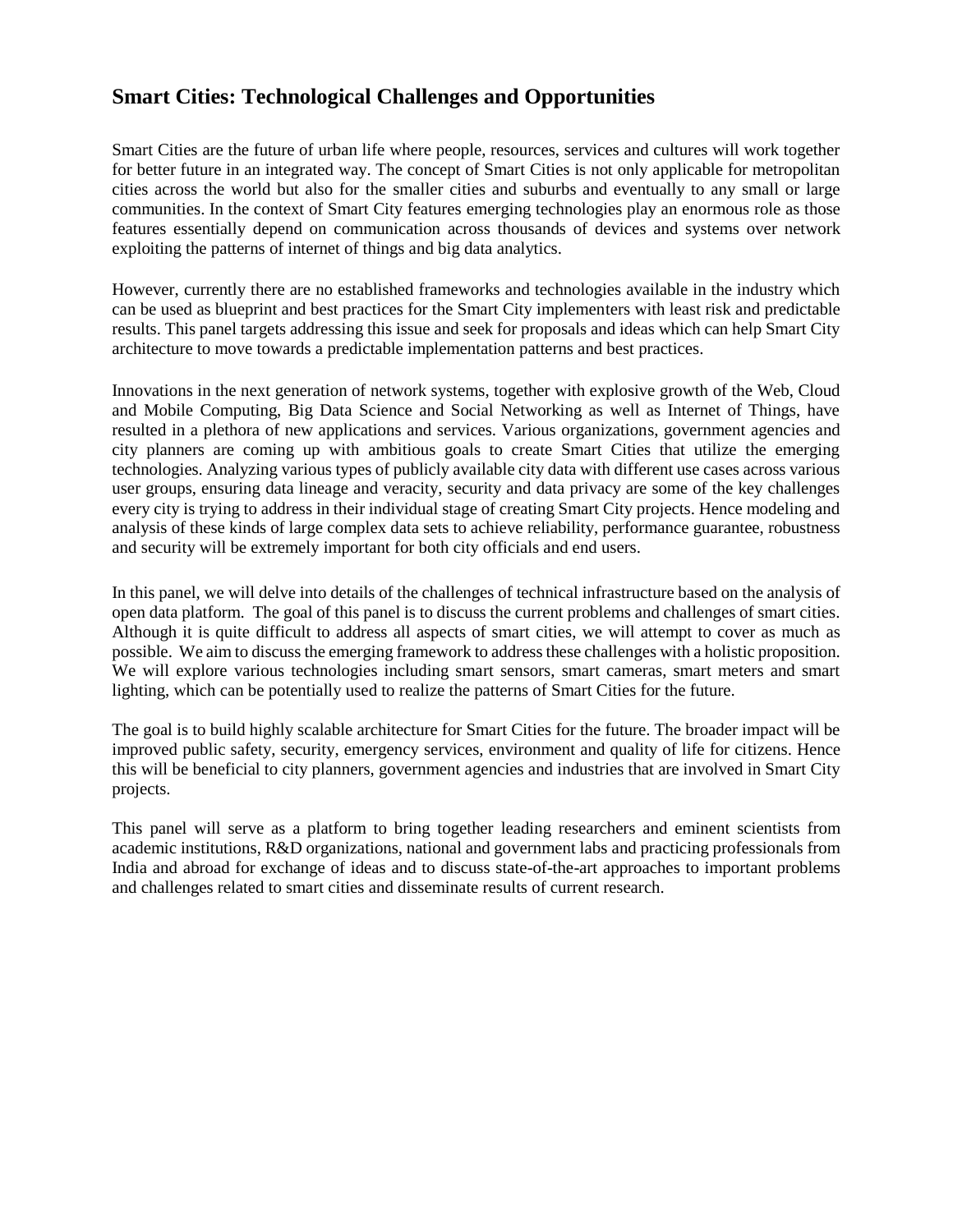## Smart Cities: Technological Challenges and Opportunities

Smart Cities are the future of urban life where people, resources, services and cultures will work together for better future in an integrated way. The concept of Smart Cities is not only applicable for metropolitan cities across the world but also for the smaller cities and suburbs and eventually to any small or large communities. In the context of Smart City features emerging technologies play an enormous role as those features essentially depend on communication across thousands of devices and systems over network exploiting the patterns of internet of things and big data analytics.

However, currently there are no established frameworks and technologies available in the industry which can be used as blueprint and best practices for the Smart City implementers with least risk and predictable results. This panel targets addressing this issue and seek for proposals and ideas which can help Smart City architecture to move towards a predictable implementation patterns and best practices.

Innovations in the next generation of network systems, together with explosive growth of the Web, Cloud and Mobile Computing, Big Data Science and Social Networking as well as Internet of Things, have resulted in a plethora of new applications and services. Various organizations, government agencies and city planners are coming up with ambitious goals to create Smart Cities that utilize the emerging technologies. Analyzing various types of publicly available city data with different use cases across various user groups, ensuring data lineage and veracity, security and data privacy are some of the key challenges every city is trying to address in their individual stage of creating Smart City projects. Hence modeling and analysis of these kinds of large complex data sets to achieve reliability, performance guarantee, robustness and security will be extremely important for both city officials and end users.

In this panel, we will delve into details of the challenges of technical infrastructure based on the analysis of open data platform. The goal of this panel is to discuss the current problems and challenges of smart cities. Although it is quite difficult to address all aspects of smart cities, we will attempt to cover as much as possible. We aim to discuss the emerging framework to address these challenges with a holistic proposition. We will explore various technologies including smart sensors, smart cameras, smart meters and smart lighting, which can be potentially used to realize the patterns of Smart Cities for the future.

The goal is to build highly scalable architecture for Smart Cities for the future. The broader impact will be improved public safety, security, emergency services, environment and quality of life for citizens. Hence this will be beneficial to city planners, government agencies and industries that are involved in Smart City projects.

This panel will serve as a platform to bring together leading researchers and eminent scientists from academic institutions, R&D organizations, national and government labs and practicing professionals from India and abroad for exchange of ideas and to discuss state-of-the-art approaches to important problems and challenges related to smart cities and disseminate results of current research.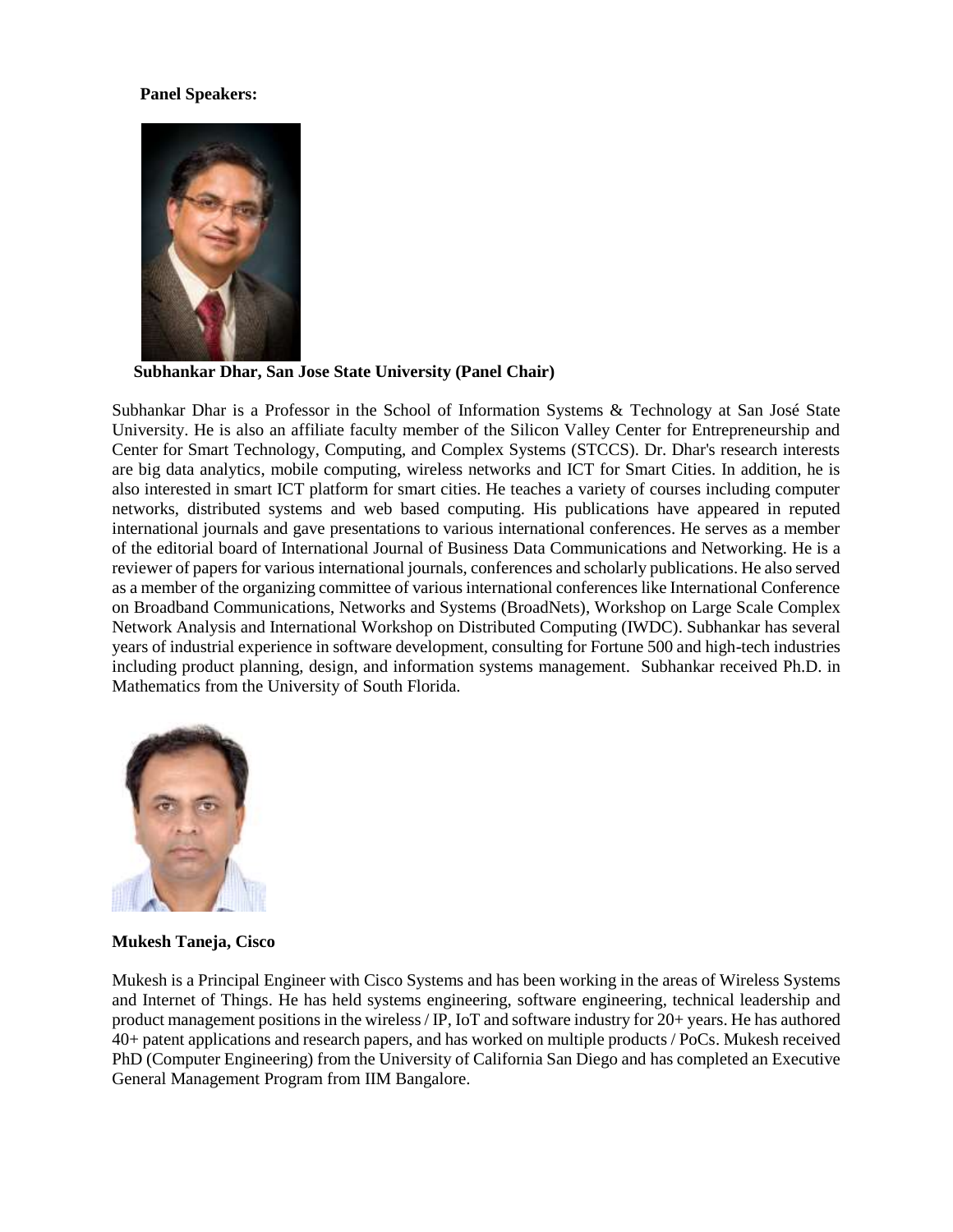**Panel Speakers:**

**Subhankar Dhar, San Jose State University (Panel Chair)**

Subhankar Dhar is a Professor in the School of Information Systems & Technology at San José State University. He is also an affiliate faculty member of the Silicon Valley Center for Entrepreneurship and Center for Smart Technology, Computing, and Complex Systems (STCCS). Dr. Dhar's research interests are big data analytics, mobile computing, wireless networks and ICT for Smart Cities. In addition, he is also interested in smart ICT platform for smart cities. He teaches a variety of courses including computer networks, distributed systems and web based computing. His publications have appeared in reputed international journals and gave presentations to various international conferences. He serves as a member of the editorial board of International Journal of Business Data Communications and Networking. He is a reviewer of papers for various international journals, conferences and scholarly publications. He also served as a member of the organizing committee of various international conferences like International Conference on Broadband Communications, Networks and Systems (BroadNets), Workshop on Large Scale Complex Network Analysis and International Workshop on Distributed Computing (IWDC). Subhankar has several years of industrial experience in software development, consulting for Fortune 500 and high-tech industries including product planning, design, and information systems management. Subhankar received Ph.D. in Mathematics from the University of South Florida.

**Mukesh Taneja, Cisco**

Mukesh is a Principal Engineer with Cisco Systems and has been working in the areas of Wireless Systems and Internet of Things. He has held systems engineering, software engineering, technical leadership and product management positions in the wireless / IP, IoT and software industry for 20+ years. He has authored 40+ patent applications and research papers, and has worked on multiple products / PoCs. Mukesh received PhD (Computer Engineering) from the University of California San Diego and has completed an Executive General Management Program from IIM Bangalore.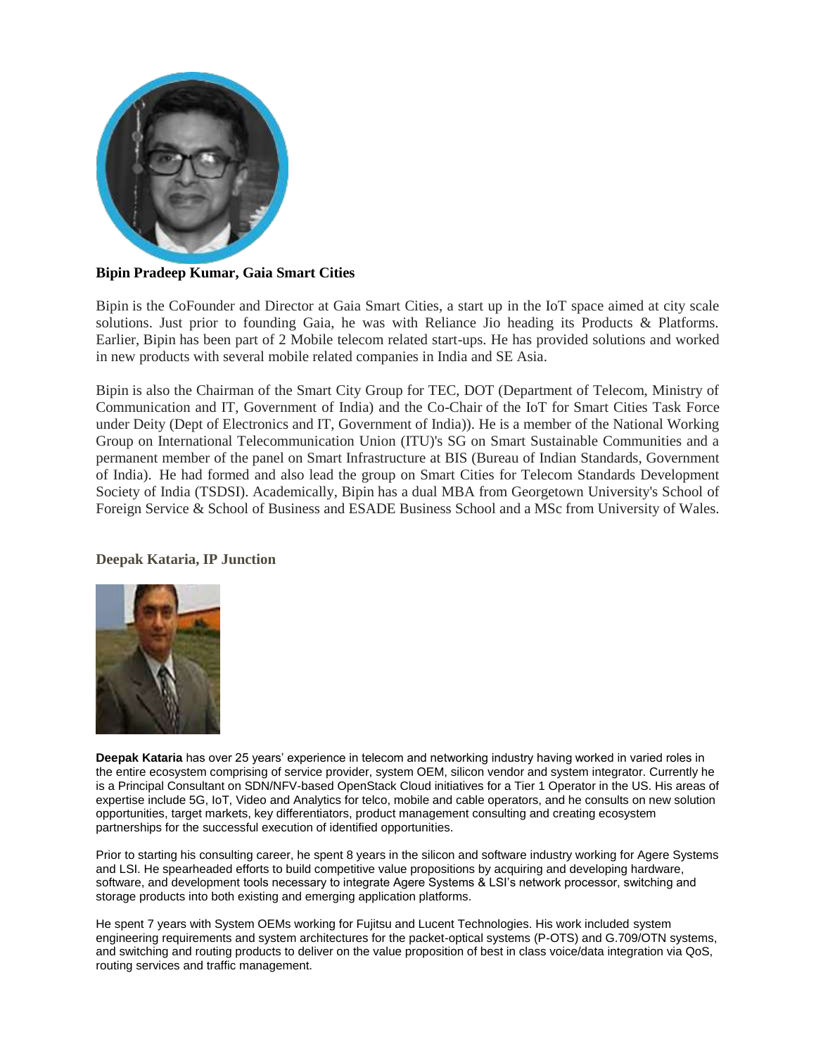**Bipin Pradeep Kumar, Gaia Smart Cities**

Bipin is the CoFounder and Director at Gaia Smart Cities, a start up in the IoT space aimed at city scale solutions. Just prior to founding Gaia, he was with Reliance Jio heading its Products & Platforms. Earlier, Bipin has been part of 2 Mobile telecom related start-ups. He has provided solutions and worked in new products with several mobile related companies in India and SE Asia.

Bipin is also the Chairman of the Smart City Group for TEC, DOT (Department of Telecom, Ministry of Communication and IT, Government of India) and the Co-Chair of the IoT for Smart Cities Task Force under Deity (Dept of Electronics and IT, Government of India)). He is a member of the National Working Group on International Telecommunication Union (ITU)'s SG on Smart Sustainable Communities and a permanent member of the panel on Smart Infrastructure at BIS (Bureau of Indian Standards, Government of India). He had formed and also lead the group on Smart Cities for Telecom Standards Development Society of India (TSDSI). Academically, Bipin has a dual MBA from Georgetown University's School of Foreign Service & School of Business and ESADE Business School and a MSc from University of Wales.

**Deepak Kataria, IP Junction**

**Deepak Kataria** has over 25 years' experience in telecom and networking industry having worked in varied roles in the entire ecosystem comprising of service provider, system OEM, silicon vendor and system integrator. Currently he is a Principal Consultant on SDN/NFV-based OpenStack Cloud initiatives for a Tier 1 Operator in the US. His areas of expertise include 5G, IoT, Video and Analytics for telco, mobile and cable operators, and he consults on new solution opportunities, target markets, key differentiators, product management consulting and creating ecosystem partnerships for the successful execution of identified opportunities.

Prior to starting his consulting career, he spent 8 years in the silicon and software industry working for Agere Systems and LSI. He spearheaded efforts to build competitive value propositions by acquiring and developing hardware, software, and development tools necessary to integrate Agere Systems & LSI's network processor, switching and storage products into both existing and emerging application platforms.

He spent 7 years with System OEMs working for Fujitsu and Lucent Technologies. His work included system engineering requirements and system architectures for the packet-optical systems (P-OTS) and G.709/OTN systems, and switching and routing products to deliver on the value proposition of best in class voice/data integration via QoS, routing services and traffic management.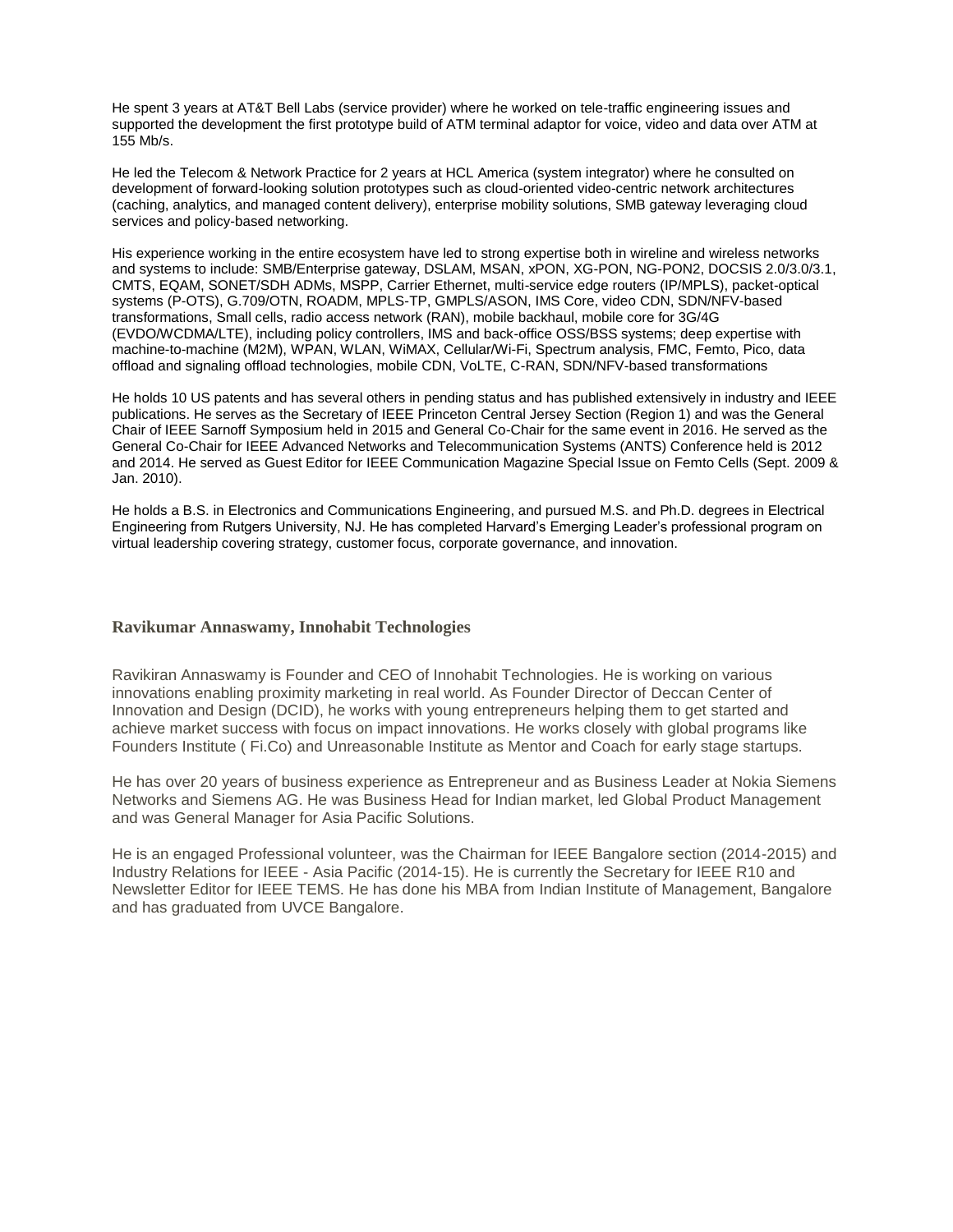He spent 3 years at AT&T Bell Labs (service provider) where he worked on tele-traffic engineering issues and supported the development the first prototype build of ATM terminal adaptor for voice, video and data over ATM at 155 Mb/s.

He led the Telecom & Network Practice for 2 years at HCL America (system integrator) where he consulted on development of forward-looking solution prototypes such as cloud-oriented video-centric network architectures (caching, analytics, and managed content delivery), enterprise mobility solutions, SMB gateway leveraging cloud services and policy-based networking.

His experience working in the entire ecosystem have led to strong expertise both in wireline and wireless networks and systems to include: SMB/Enterprise gateway, DSLAM, MSAN, xPON, XG-PON, NG-PON2, DOCSIS 2.0/3.0/3.1, CMTS, EQAM, SONET/SDH ADMs, MSPP, Carrier Ethernet, multi-service edge routers (IP/MPLS), packet-optical systems (P-OTS), G.709/OTN, ROADM, MPLS-TP, GMPLS/ASON, IMS Core, video CDN, SDN/NFV-based transformations, Small cells, radio access network (RAN), mobile backhaul, mobile core for 3G/4G (EVDO/WCDMA/LTE), including policy controllers, IMS and back-office OSS/BSS systems; deep expertise with machine-to-machine (M2M), WPAN, WLAN, WiMAX, Cellular/Wi-Fi, Spectrum analysis, FMC, Femto, Pico, data offload and signaling offload technologies, mobile CDN, VoLTE, C-RAN, SDN/NFV-based transformations

He holds 10 US patents and has several others in pending status and has published extensively in industry and IEEE publications. He serves as the Secretary of IEEE Princeton Central Jersey Section (Region 1) and was the General Chair of IEEE Sarnoff Symposium held in 2015 and General Co-Chair for the same event in 2016. He served as the General Co-Chair for IEEE Advanced Networks and Telecommunication Systems (ANTS) Conference held is 2012 and 2014. He served as Guest Editor for IEEE Communication Magazine Special Issue on Femto Cells (Sept. 2009 & Jan. 2010).

He holds a B.S. in Electronics and Communications Engineering, and pursued M.S. and Ph.D. degrees in Electrical Engineering from Rutgers University, NJ. He has completed Harvard's Emerging Leader's professional program on virtual leadership covering strategy, customer focus, corporate governance, and innovation.

### Ravikumar Annaswamy, Innohabit Technologies

Ravikiran Annaswamy is Founder and CEO of Innohabit Technologies. He is working on various innovations enabling proximity marketing in real world. As Founder Director of Deccan Center of Innovation and Design (DCID), he works with young entrepreneurs helping them to get started and achieve market success with focus on impact innovations. He works closely with global programs like Founders Institute ( Fi.Co) and Unreasonable Institute as Mentor and Coach for early stage startups.

He has over 20 years of business experience as Entrepreneur and as Business Leader at Nokia Siemens Networks and Siemens AG. He was Business Head for Indian market, led Global Product Management and was General Manager for Asia Pacific Solutions.

He is an engaged Professional volunteer, was the Chairman for IEEE Bangalore section (2014-2015) and Industry Relations for IEEE - Asia Pacific (2014-15). He is currently the Secretary for IEEE R10 and Newsletter Editor for IEEE TEMS. He has done his MBA from Indian Institute of Management, Bangalore and has graduated from UVCE Bangalore.